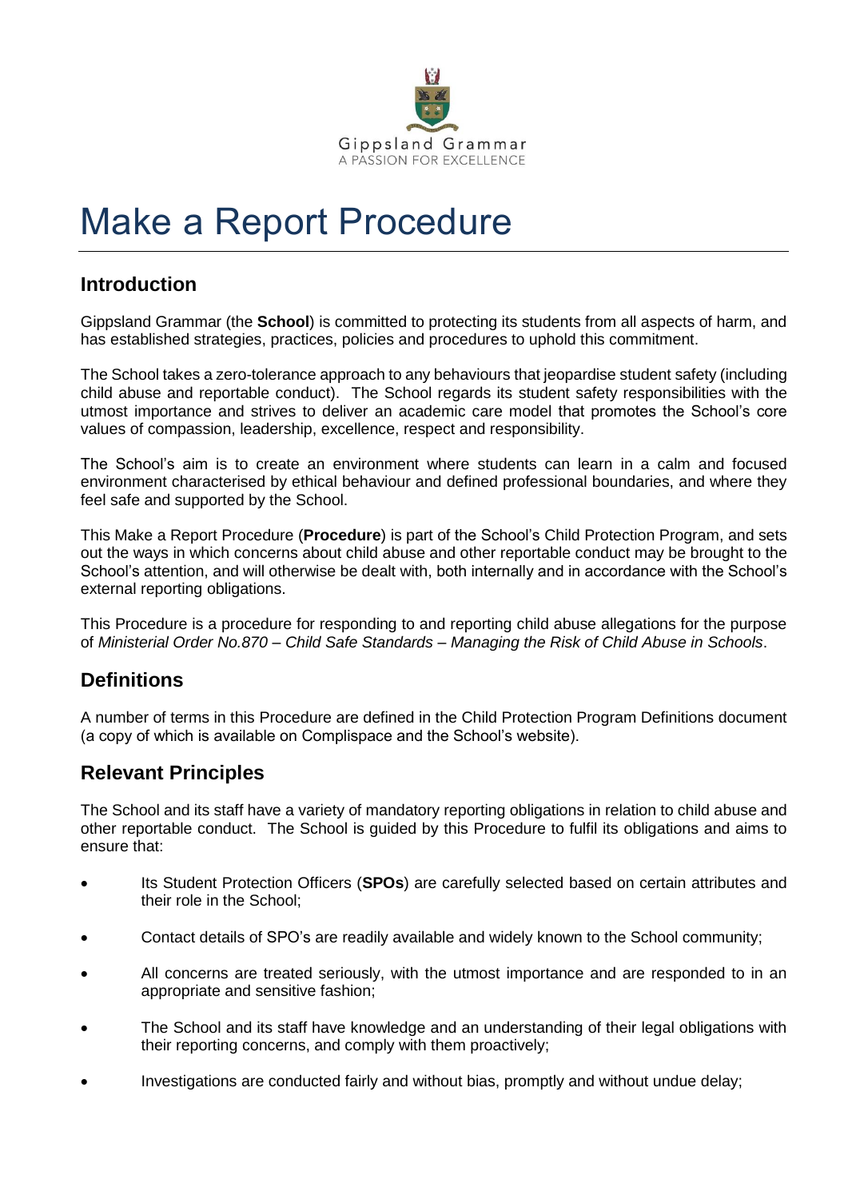Gippsland Grammar
A PASSION FOR EXCELLENCE

# Make a Report Procedure

## Introduction

Gippsland Grammar (the **School**) is committed to protecting its students from all aspects of harm, and has established strategies, practices, policies and procedures to uphold this commitment.

The School takes a zero-tolerance approach to any behaviours that jeopardise student safety (including child abuse and reportable conduct). The School regards its student safety responsibilities with the utmost importance and strives to deliver an academic care model that promotes the School's core values of compassion, leadership, excellence, respect and responsibility.

The School's aim is to create an environment where students can learn in a calm and focused environment characterised by ethical behaviour and defined professional boundaries, and where they feel safe and supported by the School.

This Make a Report Procedure (**Procedure**) is part of the School's Child Protection Program, and sets out the ways in which concerns about child abuse and other reportable conduct may be brought to the School's attention, and will otherwise be dealt with, both internally and in accordance with the School's external reporting obligations.

This Procedure is a procedure for responding to and reporting child abuse allegations for the purpose of *Ministerial Order No.870 – Child Safe Standards – Managing the Risk of Child Abuse in Schools*.

## Definitions

A number of terms in this Procedure are defined in the Child Protection Program Definitions document (a copy of which is available on Complispace and the School's website).

## Relevant Principles

The School and its staff have a variety of mandatory reporting obligations in relation to child abuse and other reportable conduct. The School is guided by this Procedure to fulfil its obligations and aims to ensure that:

- Its Student Protection Officers (**SPOs**) are carefully selected based on certain attributes and their role in the School;
- Contact details of SPO's are readily available and widely known to the School community;
- All concerns are treated seriously, with the utmost importance and are responded to in an appropriate and sensitive fashion;
- The School and its staff have knowledge and an understanding of their legal obligations with their reporting concerns, and comply with them proactively;
- Investigations are conducted fairly and without bias, promptly and without undue delay;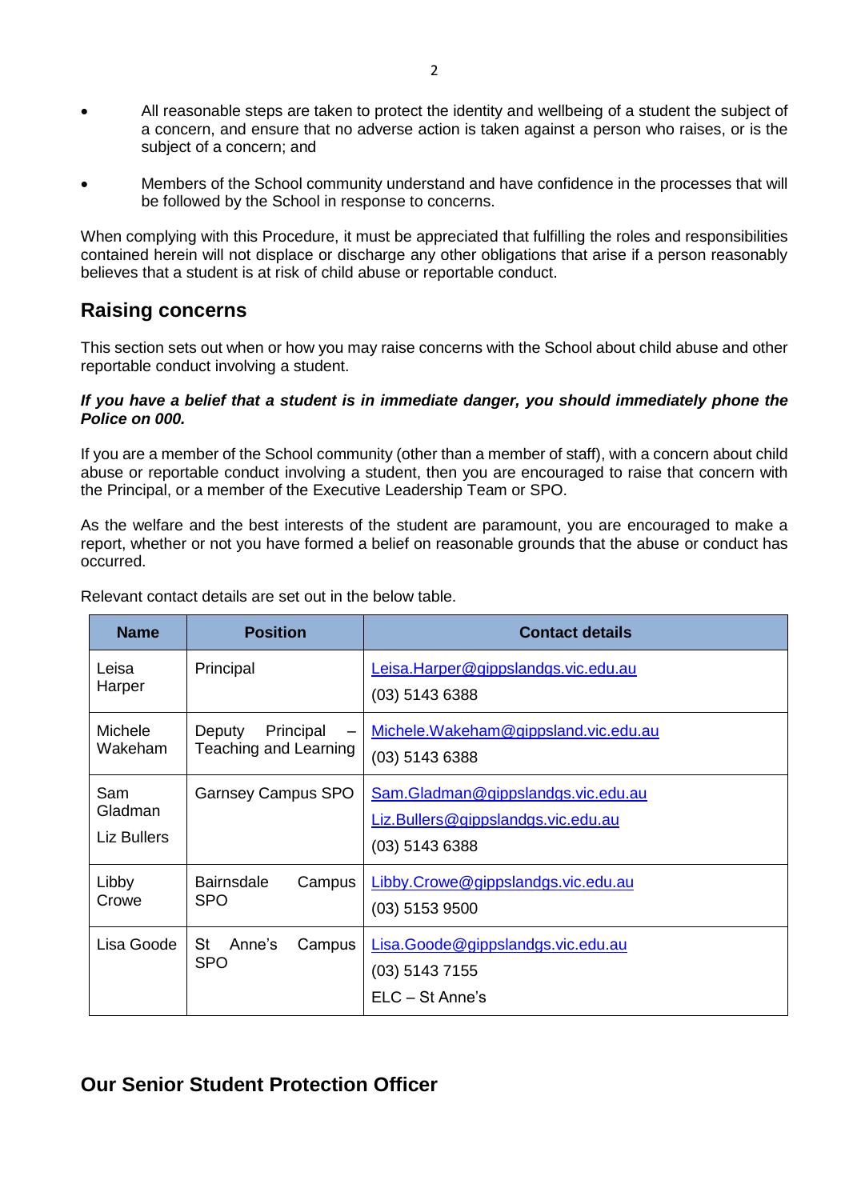- All reasonable steps are taken to protect the identity and wellbeing of a student the subject of a concern, and ensure that no adverse action is taken against a person who raises, or is the subject of a concern; and
- Members of the School community understand and have confidence in the processes that will be followed by the School in response to concerns.

When complying with this Procedure, it must be appreciated that fulfilling the roles and responsibilities contained herein will not displace or discharge any other obligations that arise if a person reasonably believes that a student is at risk of child abuse or reportable conduct.

## Raising concerns

This section sets out when or how you may raise concerns with the School about child abuse and other reportable conduct involving a student.

***If you have a belief that a student is in immediate danger, you should immediately phone the Police on 000.***

If you are a member of the School community (other than a member of staff), with a concern about child abuse or reportable conduct involving a student, then you are encouraged to raise that concern with the Principal, or a member of the Executive Leadership Team or SPO.

As the welfare and the best interests of the student are paramount, you are encouraged to make a report, whether or not you have formed a belief on reasonable grounds that the abuse or conduct has occurred.

Relevant contact details are set out in the below table.

| Name | Position | Contact details |
| --- | --- | --- |
| Leisa Harper | Principal | Leisa.Harper@gippslandgs.vic.edu.au<br>(03) 5143 6388 |
| Michele Wakeham | Deputy Principal – Teaching and Learning | Michele.Wakeham@gippsland.vic.edu.au<br>(03) 5143 6388 |
| Sam Gladman<br>Liz Bullers | Garnsey Campus SPO | Sam.Gladman@gippslandgs.vic.edu.au<br>Liz.Bullers@gippslandgs.vic.edu.au<br>(03) 5143 6388 |
| Libby Crowe | Bairnsdale Campus SPO | Libby.Crowe@gippslandgs.vic.edu.au<br>(03) 5153 9500 |
| Lisa Goode | St Anne's Campus SPO | Lisa.Goode@gippslandgs.vic.edu.au<br>(03) 5143 7155<br>ELC – St Anne's |

## Our Senior Student Protection Officer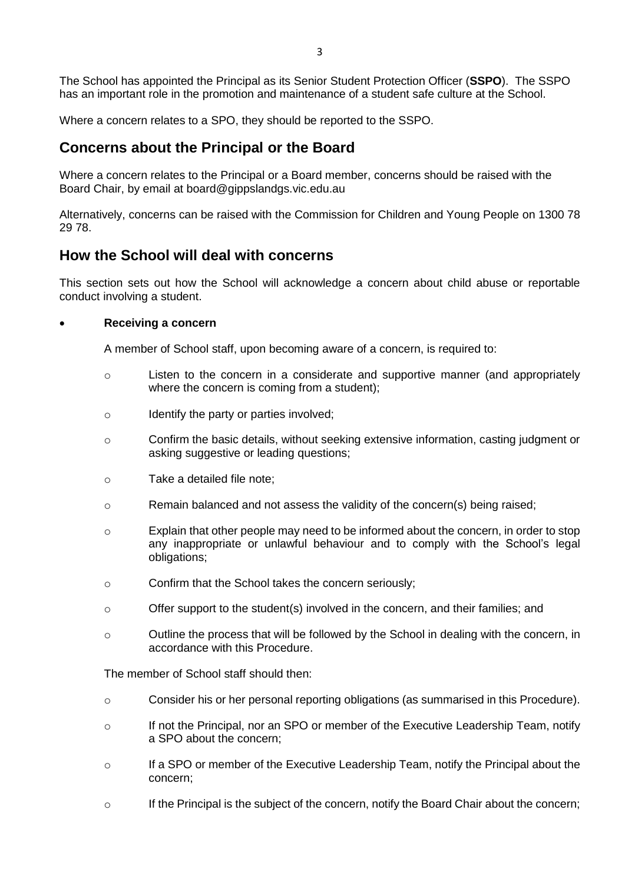The School has appointed the Principal as its Senior Student Protection Officer (**SSPO**). The SSPO has an important role in the promotion and maintenance of a student safe culture at the School.

Where a concern relates to a SPO, they should be reported to the SSPO.

## Concerns about the Principal or the Board

Where a concern relates to the Principal or a Board member, concerns should be raised with the Board Chair, by email at board@gippslandgs.vic.edu.au

Alternatively, concerns can be raised with the Commission for Children and Young People on 1300 78 29 78.

## How the School will deal with concerns

This section sets out how the School will acknowledge a concern about child abuse or reportable conduct involving a student.

- **Receiving a concern**

  A member of School staff, upon becoming aware of a concern, is required to:

  - Listen to the concern in a considerate and supportive manner (and appropriately where the concern is coming from a student);
  - Identify the party or parties involved;
  - Confirm the basic details, without seeking extensive information, casting judgment or asking suggestive or leading questions;
  - Take a detailed file note;
  - Remain balanced and not assess the validity of the concern(s) being raised;
  - Explain that other people may need to be informed about the concern, in order to stop any inappropriate or unlawful behaviour and to comply with the School's legal obligations;
  - Confirm that the School takes the concern seriously;
  - Offer support to the student(s) involved in the concern, and their families; and
  - Outline the process that will be followed by the School in dealing with the concern, in accordance with this Procedure.

  The member of School staff should then:

  - Consider his or her personal reporting obligations (as summarised in this Procedure).
  - If not the Principal, nor an SPO or member of the Executive Leadership Team, notify a SPO about the concern;
  - If a SPO or member of the Executive Leadership Team, notify the Principal about the concern;
  - If the Principal is the subject of the concern, notify the Board Chair about the concern;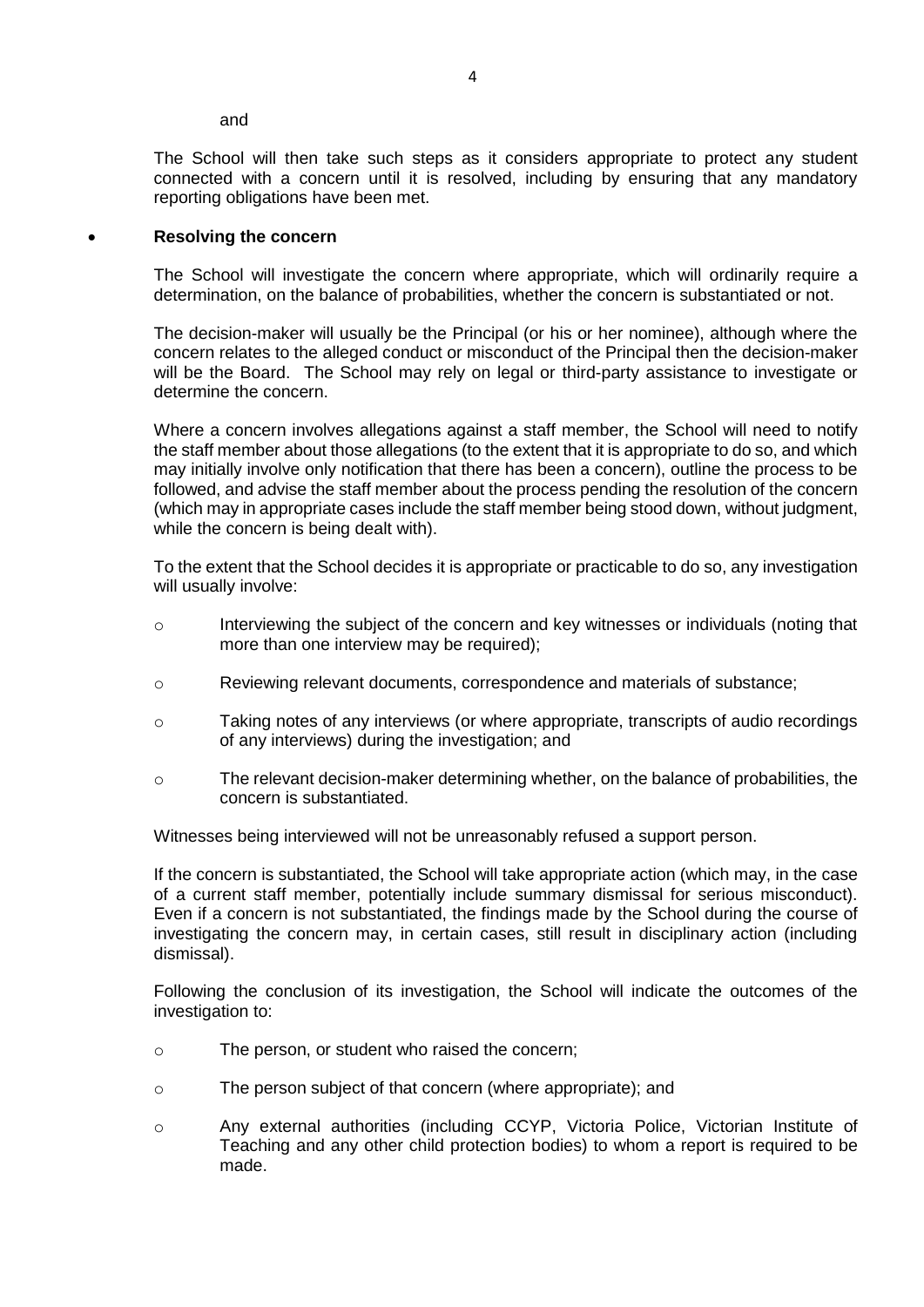and

The School will then take such steps as it considers appropriate to protect any student connected with a concern until it is resolved, including by ensuring that any mandatory reporting obligations have been met.

- **Resolving the concern**

The School will investigate the concern where appropriate, which will ordinarily require a determination, on the balance of probabilities, whether the concern is substantiated or not.

The decision-maker will usually be the Principal (or his or her nominee), although where the concern relates to the alleged conduct or misconduct of the Principal then the decision-maker will be the Board. The School may rely on legal or third-party assistance to investigate or determine the concern.

Where a concern involves allegations against a staff member, the School will need to notify the staff member about those allegations (to the extent that it is appropriate to do so, and which may initially involve only notification that there has been a concern), outline the process to be followed, and advise the staff member about the process pending the resolution of the concern (which may in appropriate cases include the staff member being stood down, without judgment, while the concern is being dealt with).

To the extent that the School decides it is appropriate or practicable to do so, any investigation will usually involve:

- Interviewing the subject of the concern and key witnesses or individuals (noting that more than one interview may be required);
- Reviewing relevant documents, correspondence and materials of substance;
- Taking notes of any interviews (or where appropriate, transcripts of audio recordings of any interviews) during the investigation; and
- The relevant decision-maker determining whether, on the balance of probabilities, the concern is substantiated.

Witnesses being interviewed will not be unreasonably refused a support person.

If the concern is substantiated, the School will take appropriate action (which may, in the case of a current staff member, potentially include summary dismissal for serious misconduct). Even if a concern is not substantiated, the findings made by the School during the course of investigating the concern may, in certain cases, still result in disciplinary action (including dismissal).

Following the conclusion of its investigation, the School will indicate the outcomes of the investigation to:

- The person, or student who raised the concern;
- The person subject of that concern (where appropriate); and
- Any external authorities (including CCYP, Victoria Police, Victorian Institute of Teaching and any other child protection bodies) to whom a report is required to be made.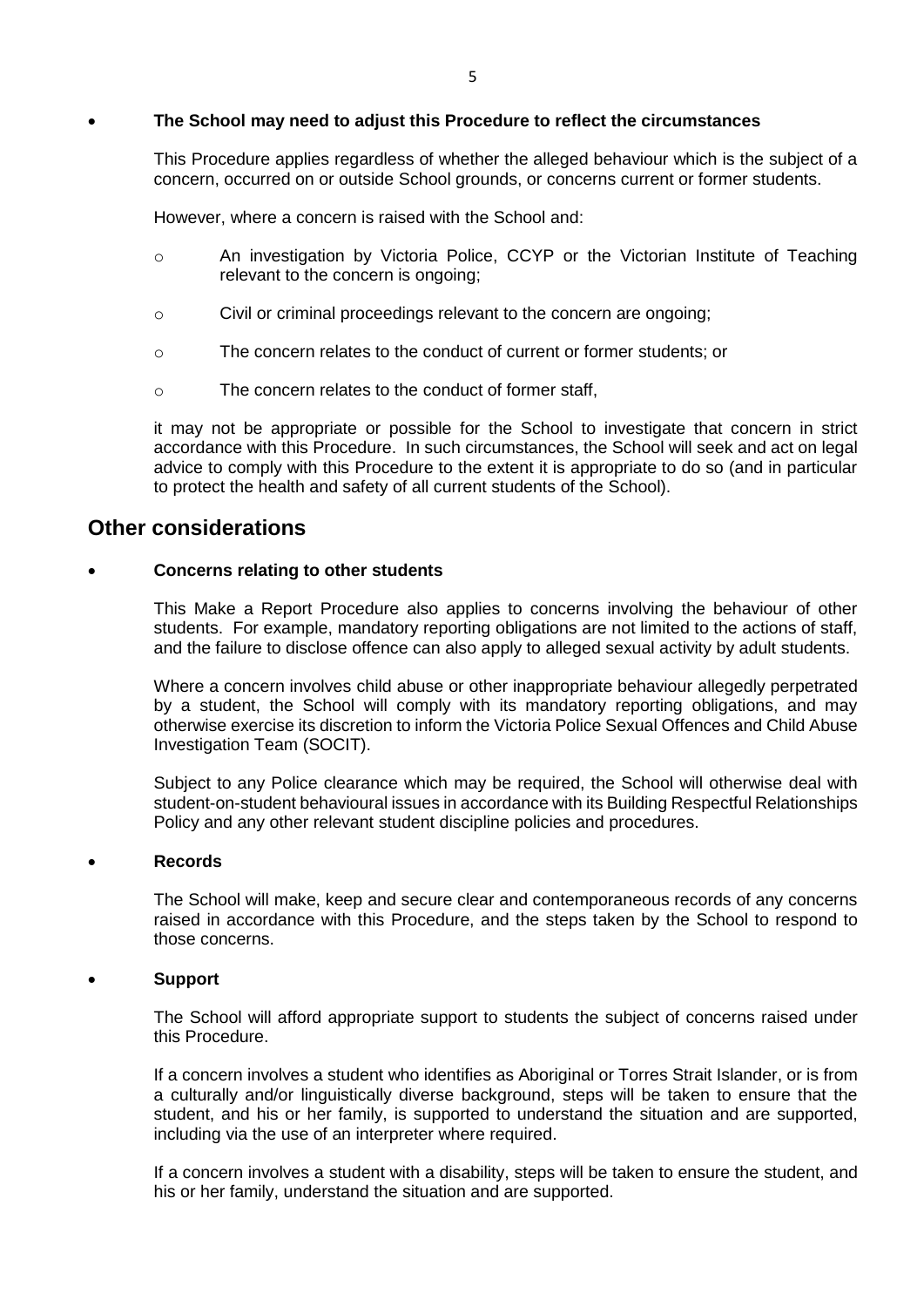- **The School may need to adjust this Procedure to reflect the circumstances**

  This Procedure applies regardless of whether the alleged behaviour which is the subject of a concern, occurred on or outside School grounds, or concerns current or former students.

  However, where a concern is raised with the School and:

  - An investigation by Victoria Police, CCYP or the Victorian Institute of Teaching relevant to the concern is ongoing;
  - Civil or criminal proceedings relevant to the concern are ongoing;
  - The concern relates to the conduct of current or former students; or
  - The concern relates to the conduct of former staff,

  it may not be appropriate or possible for the School to investigate that concern in strict accordance with this Procedure. In such circumstances, the School will seek and act on legal advice to comply with this Procedure to the extent it is appropriate to do so (and in particular to protect the health and safety of all current students of the School).

## Other considerations

- **Concerns relating to other students**

  This Make a Report Procedure also applies to concerns involving the behaviour of other students. For example, mandatory reporting obligations are not limited to the actions of staff, and the failure to disclose offence can also apply to alleged sexual activity by adult students.

  Where a concern involves child abuse or other inappropriate behaviour allegedly perpetrated by a student, the School will comply with its mandatory reporting obligations, and may otherwise exercise its discretion to inform the Victoria Police Sexual Offences and Child Abuse Investigation Team (SOCIT).

  Subject to any Police clearance which may be required, the School will otherwise deal with student-on-student behavioural issues in accordance with its Building Respectful Relationships Policy and any other relevant student discipline policies and procedures.

- **Records**

  The School will make, keep and secure clear and contemporaneous records of any concerns raised in accordance with this Procedure, and the steps taken by the School to respond to those concerns.

- **Support**

  The School will afford appropriate support to students the subject of concerns raised under this Procedure.

  If a concern involves a student who identifies as Aboriginal or Torres Strait Islander, or is from a culturally and/or linguistically diverse background, steps will be taken to ensure that the student, and his or her family, is supported to understand the situation and are supported, including via the use of an interpreter where required.

  If a concern involves a student with a disability, steps will be taken to ensure the student, and his or her family, understand the situation and are supported.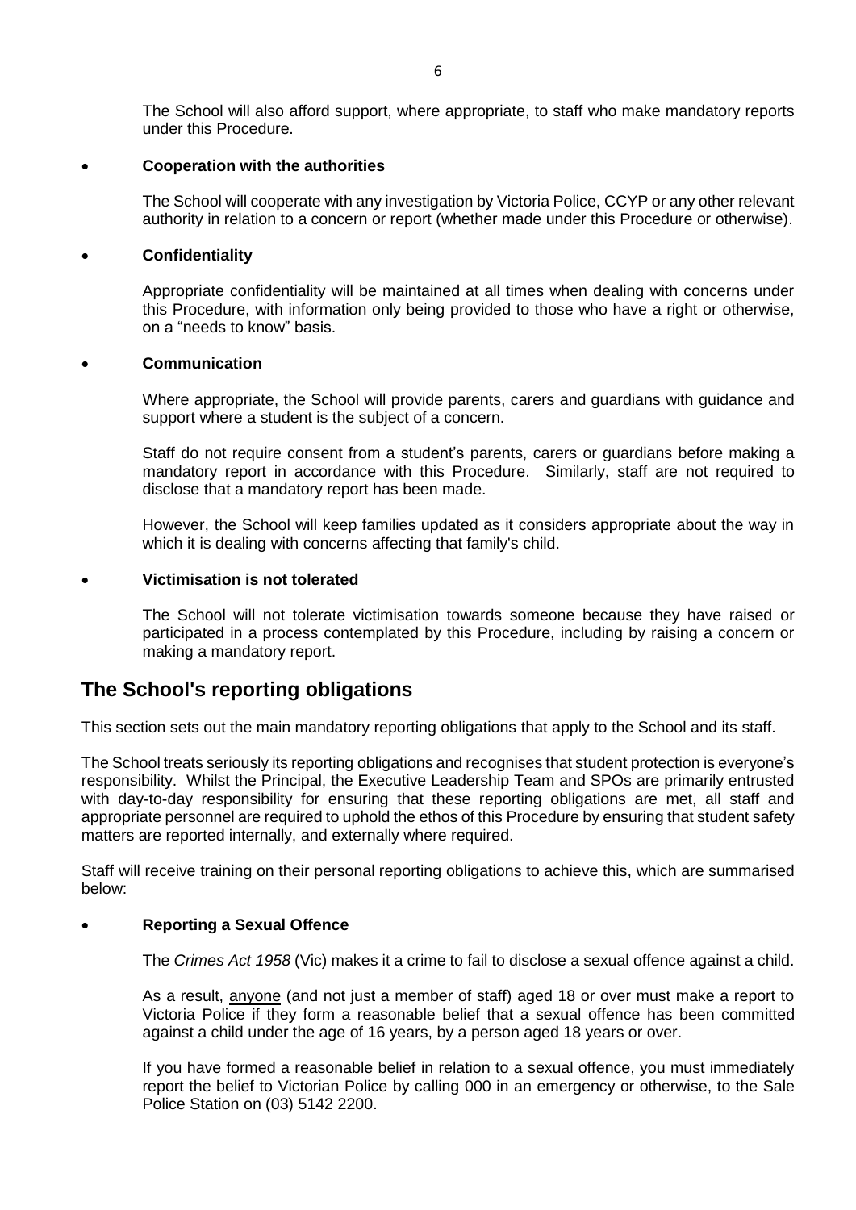The School will also afford support, where appropriate, to staff who make mandatory reports under this Procedure.

- **Cooperation with the authorities**

  The School will cooperate with any investigation by Victoria Police, CCYP or any other relevant authority in relation to a concern or report (whether made under this Procedure or otherwise).

- **Confidentiality**

  Appropriate confidentiality will be maintained at all times when dealing with concerns under this Procedure, with information only being provided to those who have a right or otherwise, on a "needs to know" basis.

- **Communication**

  Where appropriate, the School will provide parents, carers and guardians with guidance and support where a student is the subject of a concern.

  Staff do not require consent from a student's parents, carers or guardians before making a mandatory report in accordance with this Procedure. Similarly, staff are not required to disclose that a mandatory report has been made.

  However, the School will keep families updated as it considers appropriate about the way in which it is dealing with concerns affecting that family's child.

- **Victimisation is not tolerated**

  The School will not tolerate victimisation towards someone because they have raised or participated in a process contemplated by this Procedure, including by raising a concern or making a mandatory report.

## The School's reporting obligations

This section sets out the main mandatory reporting obligations that apply to the School and its staff.

The School treats seriously its reporting obligations and recognises that student protection is everyone's responsibility. Whilst the Principal, the Executive Leadership Team and SPOs are primarily entrusted with day-to-day responsibility for ensuring that these reporting obligations are met, all staff and appropriate personnel are required to uphold the ethos of this Procedure by ensuring that student safety matters are reported internally, and externally where required.

Staff will receive training on their personal reporting obligations to achieve this, which are summarised below:

- **Reporting a Sexual Offence**

  The *Crimes Act 1958* (Vic) makes it a crime to fail to disclose a sexual offence against a child.

  As a result, anyone (and not just a member of staff) aged 18 or over must make a report to Victoria Police if they form a reasonable belief that a sexual offence has been committed against a child under the age of 16 years, by a person aged 18 years or over.

  If you have formed a reasonable belief in relation to a sexual offence, you must immediately report the belief to Victorian Police by calling 000 in an emergency or otherwise, to the Sale Police Station on (03) 5142 2200.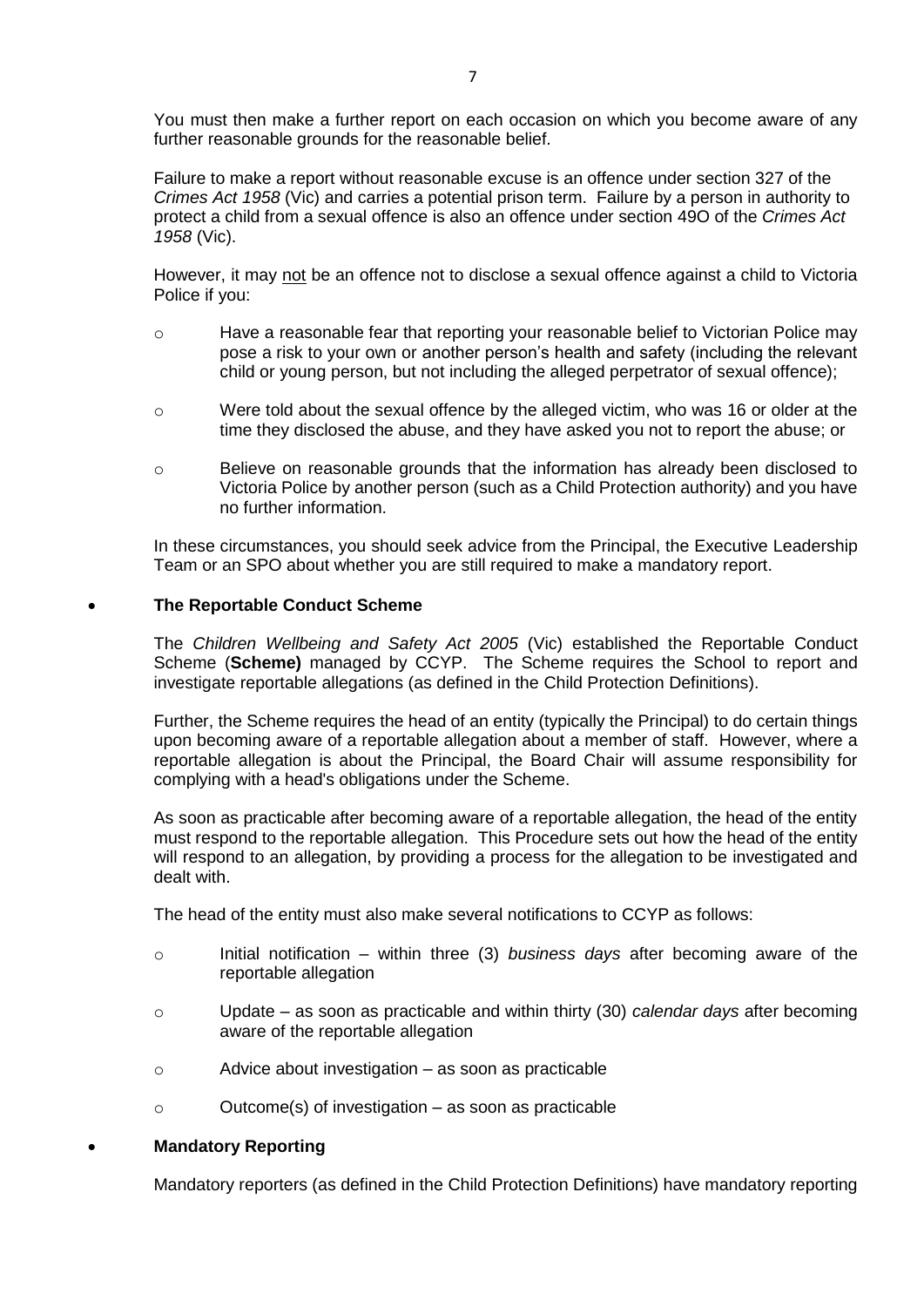You must then make a further report on each occasion on which you become aware of any further reasonable grounds for the reasonable belief.

Failure to make a report without reasonable excuse is an offence under section 327 of the *Crimes Act 1958* (Vic) and carries a potential prison term. Failure by a person in authority to protect a child from a sexual offence is also an offence under section 49O of the *Crimes Act 1958* (Vic).

However, it may <u>not</u> be an offence not to disclose a sexual offence against a child to Victoria Police if you:

- Have a reasonable fear that reporting your reasonable belief to Victorian Police may pose a risk to your own or another person's health and safety (including the relevant child or young person, but not including the alleged perpetrator of sexual offence);
- Were told about the sexual offence by the alleged victim, who was 16 or older at the time they disclosed the abuse, and they have asked you not to report the abuse; or
- Believe on reasonable grounds that the information has already been disclosed to Victoria Police by another person (such as a Child Protection authority) and you have no further information.

In these circumstances, you should seek advice from the Principal, the Executive Leadership Team or an SPO about whether you are still required to make a mandatory report.

- **The Reportable Conduct Scheme**

The *Children Wellbeing and Safety Act 2005* (Vic) established the Reportable Conduct Scheme (**Scheme)** managed by CCYP. The Scheme requires the School to report and investigate reportable allegations (as defined in the Child Protection Definitions).

Further, the Scheme requires the head of an entity (typically the Principal) to do certain things upon becoming aware of a reportable allegation about a member of staff. However, where a reportable allegation is about the Principal, the Board Chair will assume responsibility for complying with a head's obligations under the Scheme.

As soon as practicable after becoming aware of a reportable allegation, the head of the entity must respond to the reportable allegation. This Procedure sets out how the head of the entity will respond to an allegation, by providing a process for the allegation to be investigated and dealt with.

The head of the entity must also make several notifications to CCYP as follows:

- Initial notification – within three (3) *business days* after becoming aware of the reportable allegation
- Update – as soon as practicable and within thirty (30) *calendar days* after becoming aware of the reportable allegation
- Advice about investigation – as soon as practicable
- Outcome(s) of investigation – as soon as practicable

- **Mandatory Reporting**

Mandatory reporters (as defined in the Child Protection Definitions) have mandatory reporting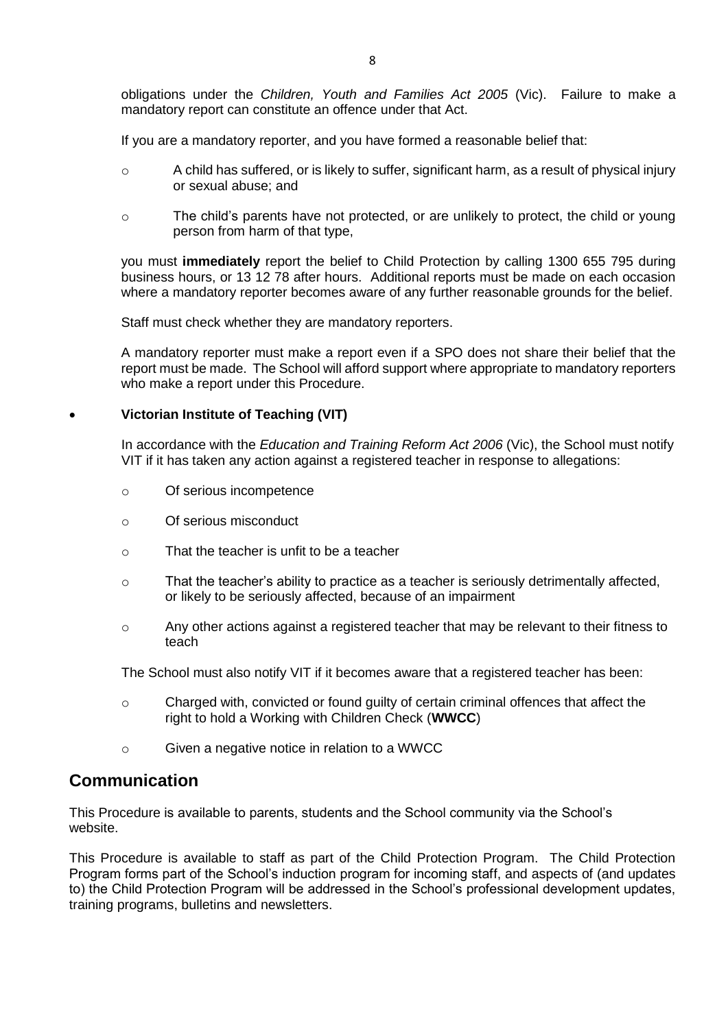obligations under the *Children, Youth and Families Act 2005* (Vic). Failure to make a mandatory report can constitute an offence under that Act.

If you are a mandatory reporter, and you have formed a reasonable belief that:

- A child has suffered, or is likely to suffer, significant harm, as a result of physical injury or sexual abuse; and
- The child's parents have not protected, or are unlikely to protect, the child or young person from harm of that type,

you must **immediately** report the belief to Child Protection by calling 1300 655 795 during business hours, or 13 12 78 after hours. Additional reports must be made on each occasion where a mandatory reporter becomes aware of any further reasonable grounds for the belief.

Staff must check whether they are mandatory reporters.

A mandatory reporter must make a report even if a SPO does not share their belief that the report must be made. The School will afford support where appropriate to mandatory reporters who make a report under this Procedure.

- **Victorian Institute of Teaching (VIT)**

  In accordance with the *Education and Training Reform Act 2006* (Vic), the School must notify VIT if it has taken any action against a registered teacher in response to allegations:

  - Of serious incompetence
  - Of serious misconduct
  - That the teacher is unfit to be a teacher
  - That the teacher's ability to practice as a teacher is seriously detrimentally affected, or likely to be seriously affected, because of an impairment
  - Any other actions against a registered teacher that may be relevant to their fitness to teach

  The School must also notify VIT if it becomes aware that a registered teacher has been:

  - Charged with, convicted or found guilty of certain criminal offences that affect the right to hold a Working with Children Check (**WWCC**)
  - Given a negative notice in relation to a WWCC

## Communication

This Procedure is available to parents, students and the School community via the School's website.

This Procedure is available to staff as part of the Child Protection Program. The Child Protection Program forms part of the School's induction program for incoming staff, and aspects of (and updates to) the Child Protection Program will be addressed in the School's professional development updates, training programs, bulletins and newsletters.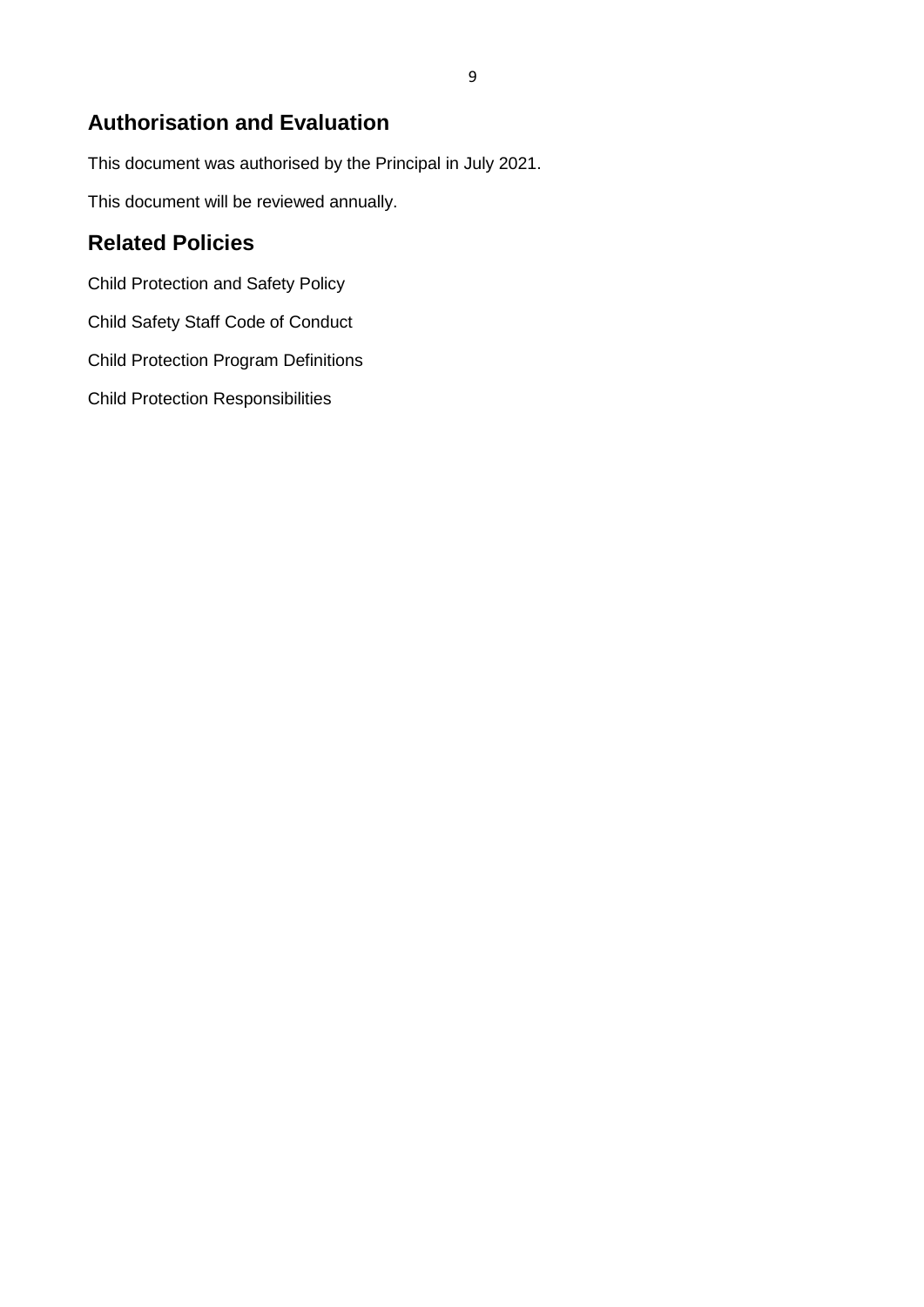## Authorisation and Evaluation

This document was authorised by the Principal in July 2021.

This document will be reviewed annually.

## Related Policies

Child Protection and Safety Policy

Child Safety Staff Code of Conduct

Child Protection Program Definitions

Child Protection Responsibilities